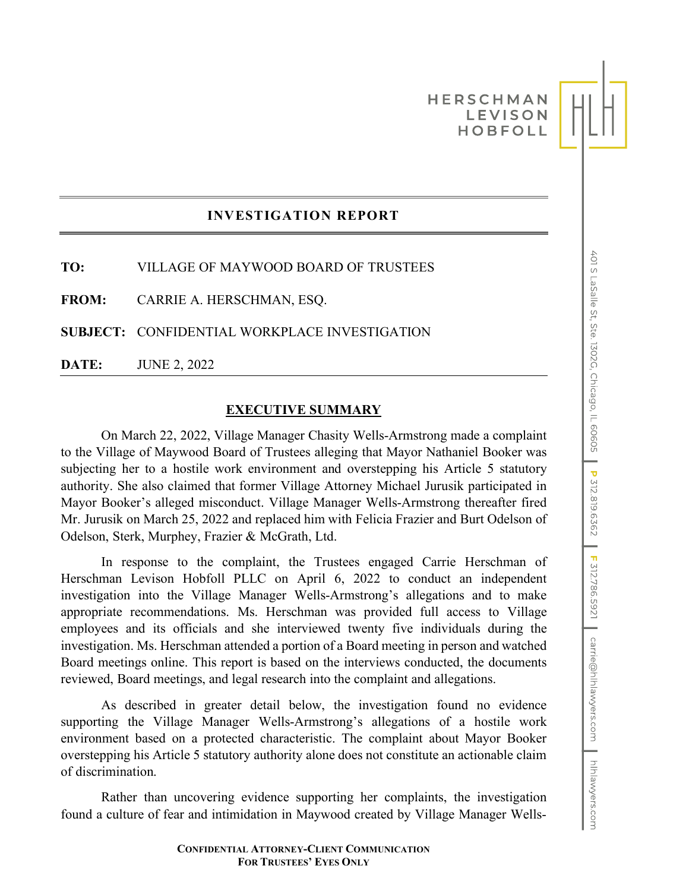HERSCHMAN
LEVISON
HOBFOLL

# INVESTIGATION REPORT

**TO:** VILLAGE OF MAYWOOD BOARD OF TRUSTEES

**FROM:** CARRIE A. HERSCHMAN, ESQ.

**SUBJECT:** CONFIDENTIAL WORKPLACE INVESTIGATION

**DATE:** JUNE 2, 2022

## EXECUTIVE SUMMARY

On March 22, 2022, Village Manager Chasity Wells-Armstrong made a complaint to the Village of Maywood Board of Trustees alleging that Mayor Nathaniel Booker was subjecting her to a hostile work environment and overstepping his Article 5 statutory authority. She also claimed that former Village Attorney Michael Jurusik participated in Mayor Booker's alleged misconduct. Village Manager Wells-Armstrong thereafter fired Mr. Jurusik on March 25, 2022 and replaced him with Felicia Frazier and Burt Odelson of Odelson, Sterk, Murphey, Frazier & McGrath, Ltd.

In response to the complaint, the Trustees engaged Carrie Herschman of Herschman Levison Hobfoll PLLC on April 6, 2022 to conduct an independent investigation into the Village Manager Wells-Armstrong's allegations and to make appropriate recommendations. Ms. Herschman was provided full access to Village employees and its officials and she interviewed twenty five individuals during the investigation. Ms. Herschman attended a portion of a Board meeting in person and watched Board meetings online. This report is based on the interviews conducted, the documents reviewed, Board meetings, and legal research into the complaint and allegations.

As described in greater detail below, the investigation found no evidence supporting the Village Manager Wells-Armstrong's allegations of a hostile work environment based on a protected characteristic. The complaint about Mayor Booker overstepping his Article 5 statutory authority alone does not constitute an actionable claim of discrimination.

Rather than uncovering evidence supporting her complaints, the investigation found a culture of fear and intimidation in Maywood created by Village Manager Wells-

**CONFIDENTIAL ATTORNEY-CLIENT COMMUNICATION**
**FOR TRUSTEES' EYES ONLY**

401 S LaSalle St, Ste. 1302G, Chicago, IL 60605 | P 312.819.6362 | F 312.786.5921 | carrie@hlhlawyers.com | hlhlawyers.com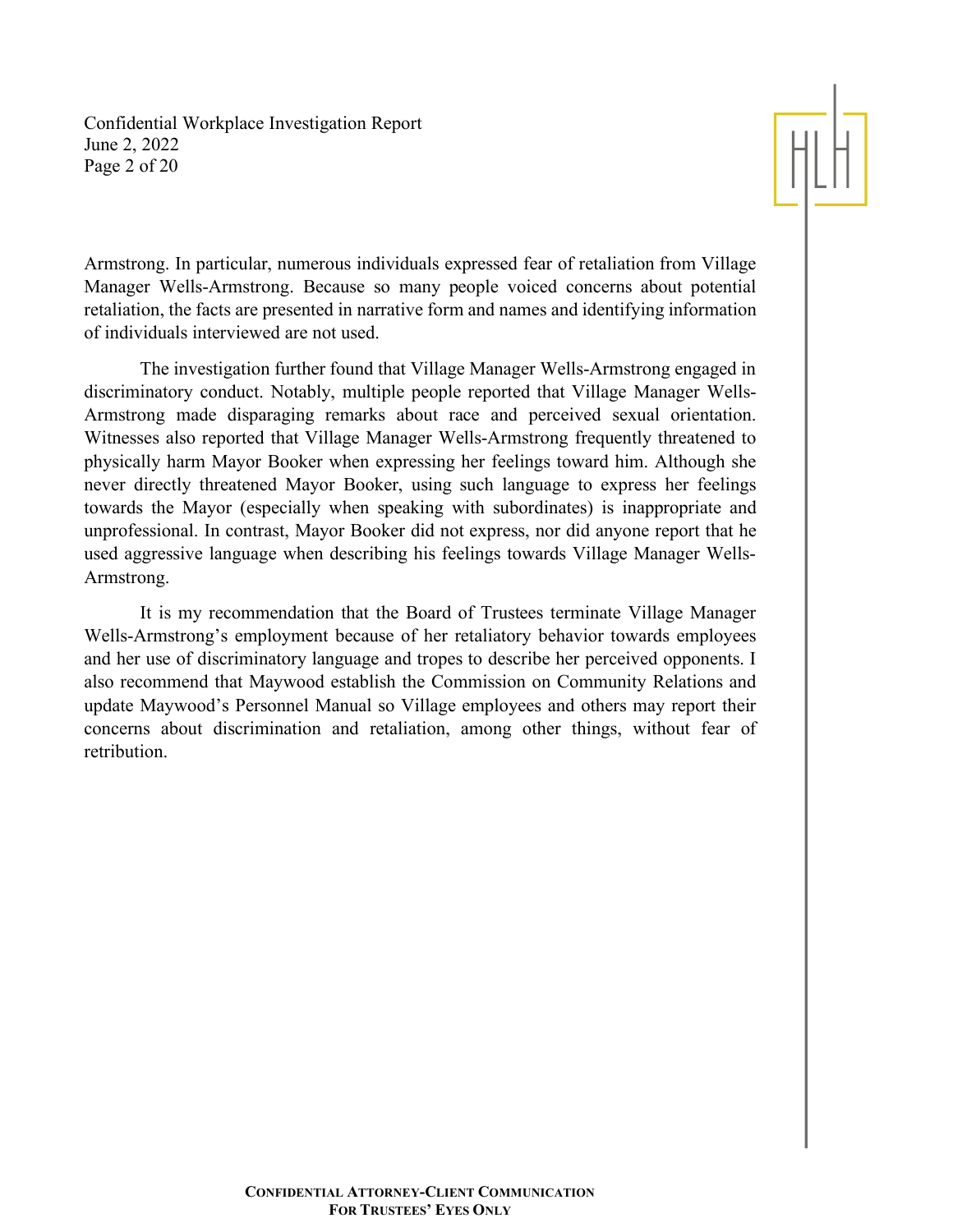Armstrong. In particular, numerous individuals expressed fear of retaliation from Village Manager Wells-Armstrong. Because so many people voiced concerns about potential retaliation, the facts are presented in narrative form and names and identifying information of individuals interviewed are not used.

The investigation further found that Village Manager Wells-Armstrong engaged in discriminatory conduct. Notably, multiple people reported that Village Manager Wells-Armstrong made disparaging remarks about race and perceived sexual orientation. Witnesses also reported that Village Manager Wells-Armstrong frequently threatened to physically harm Mayor Booker when expressing her feelings toward him. Although she never directly threatened Mayor Booker, using such language to express her feelings towards the Mayor (especially when speaking with subordinates) is inappropriate and unprofessional. In contrast, Mayor Booker did not express, nor did anyone report that he used aggressive language when describing his feelings towards Village Manager Wells-Armstrong.

It is my recommendation that the Board of Trustees terminate Village Manager Wells-Armstrong's employment because of her retaliatory behavior towards employees and her use of discriminatory language and tropes to describe her perceived opponents. I also recommend that Maywood establish the Commission on Community Relations and update Maywood's Personnel Manual so Village employees and others may report their concerns about discrimination and retaliation, among other things, without fear of retribution.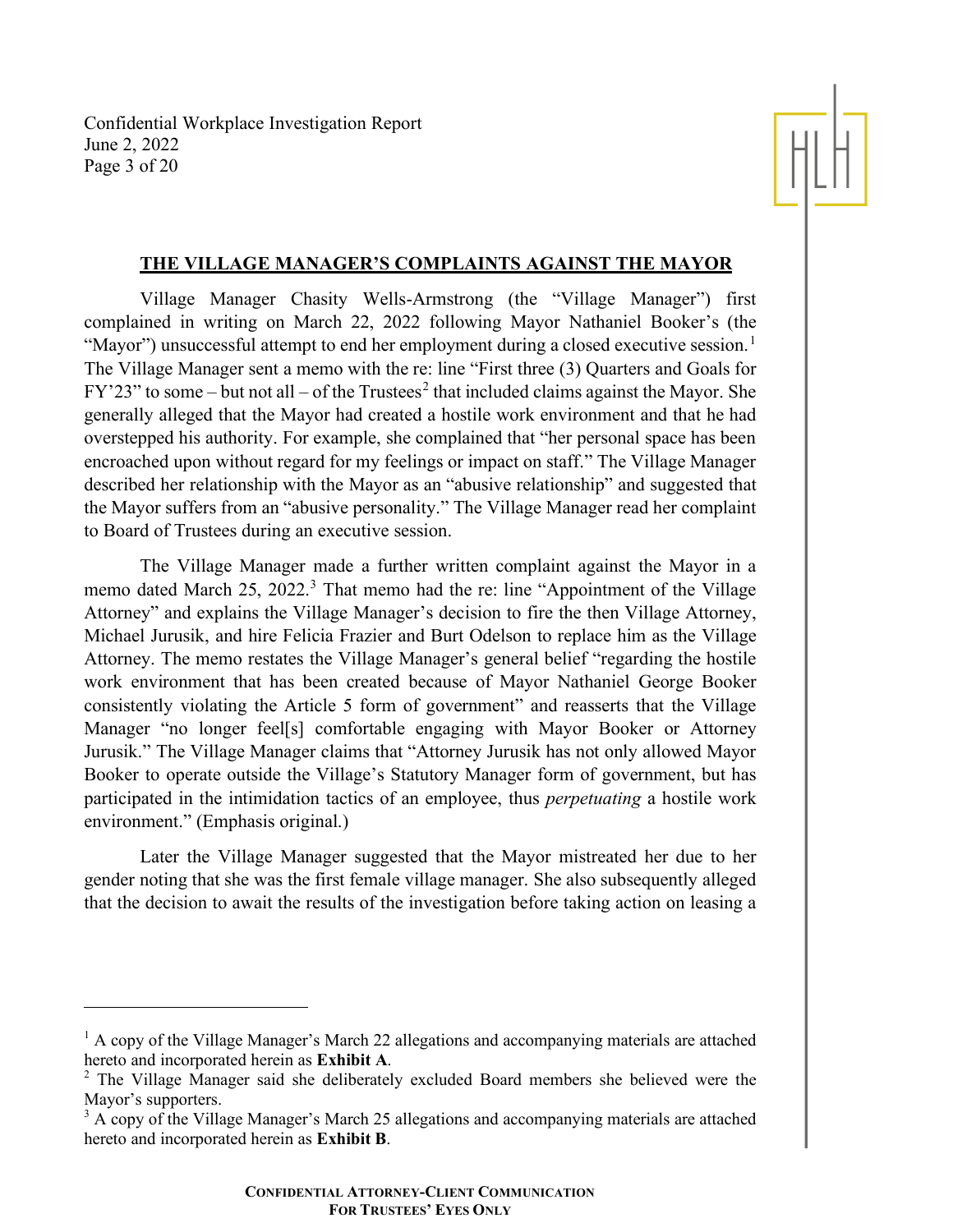## THE VILLAGE MANAGER'S COMPLAINTS AGAINST THE MAYOR

Village Manager Chasity Wells-Armstrong (the "Village Manager") first complained in writing on March 22, 2022 following Mayor Nathaniel Booker's (the "Mayor") unsuccessful attempt to end her employment during a closed executive session.[1] The Village Manager sent a memo with the re: line "First three (3) Quarters and Goals for FY'23" to some – but not all – of the Trustees[2] that included claims against the Mayor. She generally alleged that the Mayor had created a hostile work environment and that he had overstepped his authority. For example, she complained that "her personal space has been encroached upon without regard for my feelings or impact on staff." The Village Manager described her relationship with the Mayor as an "abusive relationship" and suggested that the Mayor suffers from an "abusive personality." The Village Manager read her complaint to Board of Trustees during an executive session.

The Village Manager made a further written complaint against the Mayor in a memo dated March 25, 2022.[3] That memo had the re: line "Appointment of the Village Attorney" and explains the Village Manager's decision to fire the then Village Attorney, Michael Jurusik, and hire Felicia Frazier and Burt Odelson to replace him as the Village Attorney. The memo restates the Village Manager's general belief "regarding the hostile work environment that has been created because of Mayor Nathaniel George Booker consistently violating the Article 5 form of government" and reasserts that the Village Manager "no longer feel[s] comfortable engaging with Mayor Booker or Attorney Jurusik." The Village Manager claims that "Attorney Jurusik has not only allowed Mayor Booker to operate outside the Village's Statutory Manager form of government, but has participated in the intimidation tactics of an employee, thus *perpetuating* a hostile work environment." (Emphasis original.)

Later the Village Manager suggested that the Mayor mistreated her due to her gender noting that she was the first female village manager. She also subsequently alleged that the decision to await the results of the investigation before taking action on leasing a

---

[1] A copy of the Village Manager's March 22 allegations and accompanying materials are attached hereto and incorporated herein as **Exhibit A**.

[2] The Village Manager said she deliberately excluded Board members she believed were the Mayor's supporters.

[3] A copy of the Village Manager's March 25 allegations and accompanying materials are attached hereto and incorporated herein as **Exhibit B**.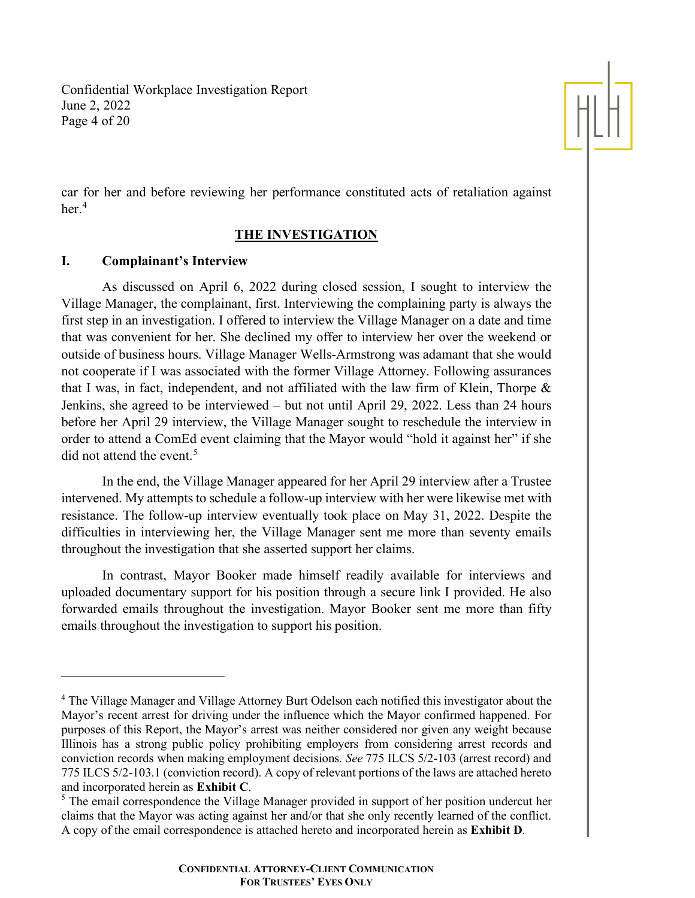car for her and before reviewing her performance constituted acts of retaliation against her.[4]

## THE INVESTIGATION

### I. Complainant's Interview

As discussed on April 6, 2022 during closed session, I sought to interview the Village Manager, the complainant, first. Interviewing the complaining party is always the first step in an investigation. I offered to interview the Village Manager on a date and time that was convenient for her. She declined my offer to interview her over the weekend or outside of business hours. Village Manager Wells-Armstrong was adamant that she would not cooperate if I was associated with the former Village Attorney. Following assurances that I was, in fact, independent, and not affiliated with the law firm of Klein, Thorpe & Jenkins, she agreed to be interviewed – but not until April 29, 2022. Less than 24 hours before her April 29 interview, the Village Manager sought to reschedule the interview in order to attend a ComEd event claiming that the Mayor would "hold it against her" if she did not attend the event.[5]

In the end, the Village Manager appeared for her April 29 interview after a Trustee intervened. My attempts to schedule a follow-up interview with her were likewise met with resistance. The follow-up interview eventually took place on May 31, 2022. Despite the difficulties in interviewing her, the Village Manager sent me more than seventy emails throughout the investigation that she asserted support her claims.

In contrast, Mayor Booker made himself readily available for interviews and uploaded documentary support for his position through a secure link I provided. He also forwarded emails throughout the investigation. Mayor Booker sent me more than fifty emails throughout the investigation to support his position.

---

[4] The Village Manager and Village Attorney Burt Odelson each notified this investigator about the Mayor's recent arrest for driving under the influence which the Mayor confirmed happened. For purposes of this Report, the Mayor's arrest was neither considered nor given any weight because Illinois has a strong public policy prohibiting employers from considering arrest records and conviction records when making employment decisions. *See* 775 ILCS 5/2-103 (arrest record) and 775 ILCS 5/2-103.1 (conviction record). A copy of relevant portions of the laws are attached hereto and incorporated herein as **Exhibit C**.

[5] The email correspondence the Village Manager provided in support of her position undercut her claims that the Mayor was acting against her and/or that she only recently learned of the conflict. A copy of the email correspondence is attached hereto and incorporated herein as **Exhibit D**.

**CONFIDENTIAL ATTORNEY-CLIENT COMMUNICATION**
**FOR TRUSTEES' EYES ONLY**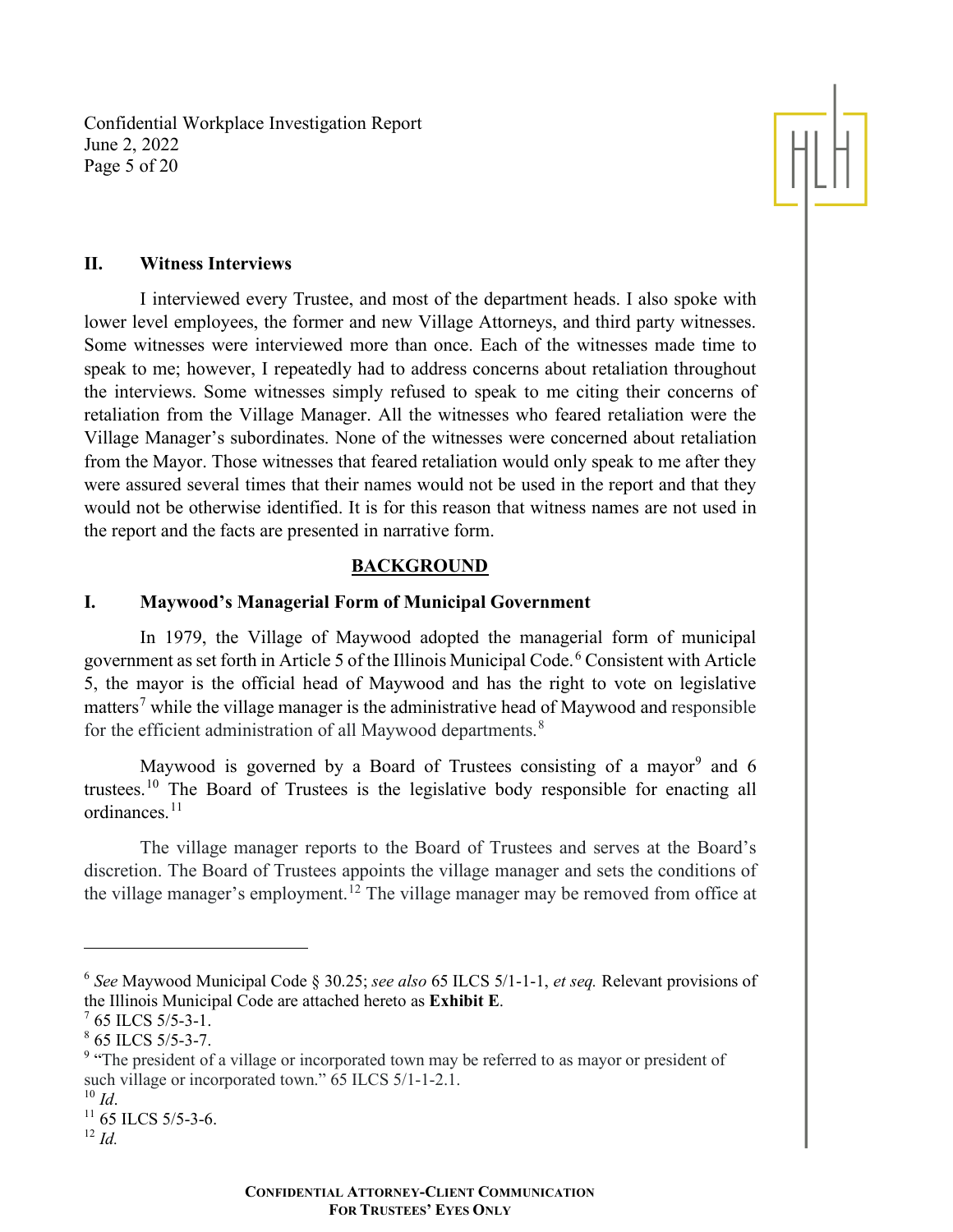## II. Witness Interviews

I interviewed every Trustee, and most of the department heads. I also spoke with lower level employees, the former and new Village Attorneys, and third party witnesses. Some witnesses were interviewed more than once. Each of the witnesses made time to speak to me; however, I repeatedly had to address concerns about retaliation throughout the interviews. Some witnesses simply refused to speak to me citing their concerns of retaliation from the Village Manager. All the witnesses who feared retaliation were the Village Manager's subordinates. None of the witnesses were concerned about retaliation from the Mayor. Those witnesses that feared retaliation would only speak to me after they were assured several times that their names would not be used in the report and that they would not be otherwise identified. It is for this reason that witness names are not used in the report and the facts are presented in narrative form.

# BACKGROUND

## I. Maywood's Managerial Form of Municipal Government

In 1979, the Village of Maywood adopted the managerial form of municipal government as set forth in Article 5 of the Illinois Municipal Code.[6] Consistent with Article 5, the mayor is the official head of Maywood and has the right to vote on legislative matters[7] while the village manager is the administrative head of Maywood and responsible for the efficient administration of all Maywood departments.[8]

Maywood is governed by a Board of Trustees consisting of a mayor[9] and 6 trustees.[10] The Board of Trustees is the legislative body responsible for enacting all ordinances.[11]

The village manager reports to the Board of Trustees and serves at the Board's discretion. The Board of Trustees appoints the village manager and sets the conditions of the village manager's employment.[12] The village manager may be removed from office at

---

[6] *See* Maywood Municipal Code § 30.25; *see also* 65 ILCS 5/1-1-1, *et seq.* Relevant provisions of the Illinois Municipal Code are attached hereto as **Exhibit E**.

[7] 65 ILCS 5/5-3-1.

[8] 65 ILCS 5/5-3-7.

[9] "The president of a village or incorporated town may be referred to as mayor or president of such village or incorporated town." 65 ILCS 5/1-1-2.1.

[10] *Id*.

[11] 65 ILCS 5/5-3-6.

[12] *Id.*

**CONFIDENTIAL ATTORNEY-CLIENT COMMUNICATION**
**FOR TRUSTEES' EYES ONLY**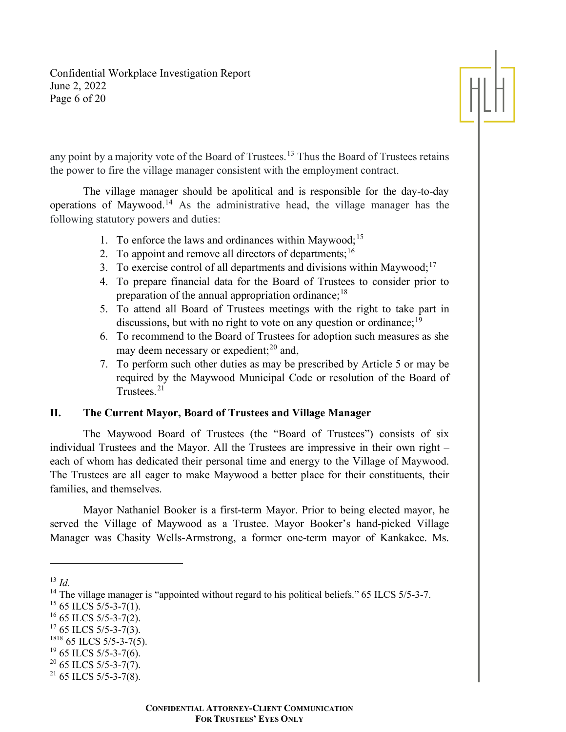any point by a majority vote of the Board of Trustees.[13] Thus the Board of Trustees retains the power to fire the village manager consistent with the employment contract.

The village manager should be apolitical and is responsible for the day-to-day operations of Maywood.[14] As the administrative head, the village manager has the following statutory powers and duties:

1. To enforce the laws and ordinances within Maywood;[15]
2. To appoint and remove all directors of departments;[16]
3. To exercise control of all departments and divisions within Maywood;[17]
4. To prepare financial data for the Board of Trustees to consider prior to preparation of the annual appropriation ordinance;[18]
5. To attend all Board of Trustees meetings with the right to take part in discussions, but with no right to vote on any question or ordinance;[19]
6. To recommend to the Board of Trustees for adoption such measures as she may deem necessary or expedient;[20] and,
7. To perform such other duties as may be prescribed by Article 5 or may be required by the Maywood Municipal Code or resolution of the Board of Trustees.[21]

## II. The Current Mayor, Board of Trustees and Village Manager

The Maywood Board of Trustees (the "Board of Trustees") consists of six individual Trustees and the Mayor. All the Trustees are impressive in their own right – each of whom has dedicated their personal time and energy to the Village of Maywood. The Trustees are all eager to make Maywood a better place for their constituents, their families, and themselves.

Mayor Nathaniel Booker is a first-term Mayor. Prior to being elected mayor, he served the Village of Maywood as a Trustee. Mayor Booker's hand-picked Village Manager was Chasity Wells-Armstrong, a former one-term mayor of Kankakee. Ms.

---

[13] *Id.*

[14] The village manager is "appointed without regard to his political beliefs." 65 ILCS 5/5-3-7.

[15] 65 ILCS 5/5-3-7(1).

[16] 65 ILCS 5/5-3-7(2).

[17] 65 ILCS 5/5-3-7(3).

[1818] 65 ILCS 5/5-3-7(5).

[19] 65 ILCS 5/5-3-7(6).

[20] 65 ILCS 5/5-3-7(7).

[21] 65 ILCS 5/5-3-7(8).

**CONFIDENTIAL ATTORNEY-CLIENT COMMUNICATION**
**FOR TRUSTEES' EYES ONLY**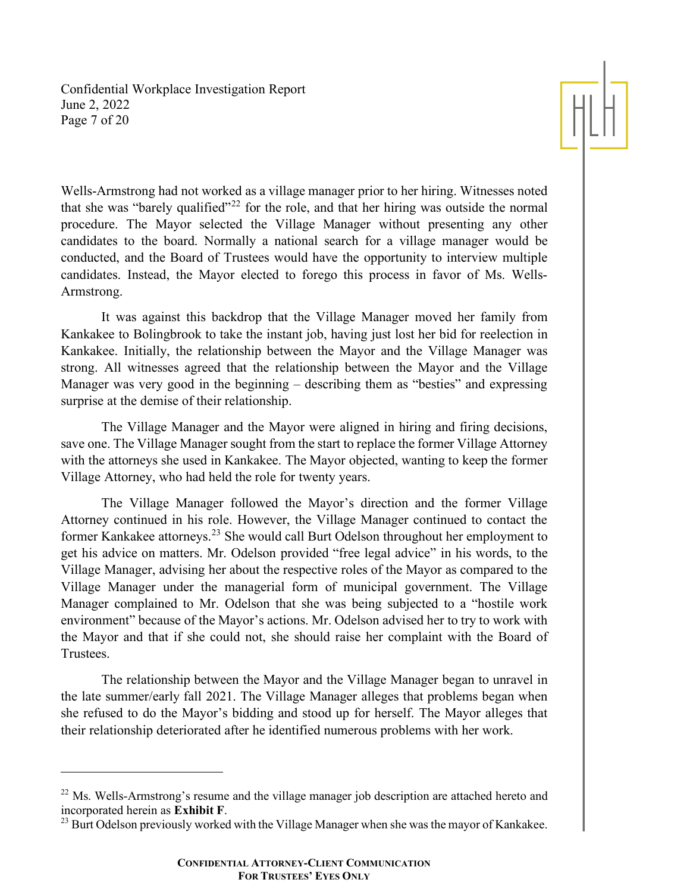Wells-Armstrong had not worked as a village manager prior to her hiring. Witnesses noted that she was "barely qualified"[22] for the role, and that her hiring was outside the normal procedure. The Mayor selected the Village Manager without presenting any other candidates to the board. Normally a national search for a village manager would be conducted, and the Board of Trustees would have the opportunity to interview multiple candidates. Instead, the Mayor elected to forego this process in favor of Ms. Wells-Armstrong.

It was against this backdrop that the Village Manager moved her family from Kankakee to Bolingbrook to take the instant job, having just lost her bid for reelection in Kankakee. Initially, the relationship between the Mayor and the Village Manager was strong. All witnesses agreed that the relationship between the Mayor and the Village Manager was very good in the beginning – describing them as "besties" and expressing surprise at the demise of their relationship.

The Village Manager and the Mayor were aligned in hiring and firing decisions, save one. The Village Manager sought from the start to replace the former Village Attorney with the attorneys she used in Kankakee. The Mayor objected, wanting to keep the former Village Attorney, who had held the role for twenty years.

The Village Manager followed the Mayor's direction and the former Village Attorney continued in his role. However, the Village Manager continued to contact the former Kankakee attorneys.[23] She would call Burt Odelson throughout her employment to get his advice on matters. Mr. Odelson provided "free legal advice" in his words, to the Village Manager, advising her about the respective roles of the Mayor as compared to the Village Manager under the managerial form of municipal government. The Village Manager complained to Mr. Odelson that she was being subjected to a "hostile work environment" because of the Mayor's actions. Mr. Odelson advised her to try to work with the Mayor and that if she could not, she should raise her complaint with the Board of Trustees.

The relationship between the Mayor and the Village Manager began to unravel in the late summer/early fall 2021. The Village Manager alleges that problems began when she refused to do the Mayor's bidding and stood up for herself. The Mayor alleges that their relationship deteriorated after he identified numerous problems with her work.

---

[22] Ms. Wells-Armstrong's resume and the village manager job description are attached hereto and incorporated herein as **Exhibit F**.

[23] Burt Odelson previously worked with the Village Manager when she was the mayor of Kankakee.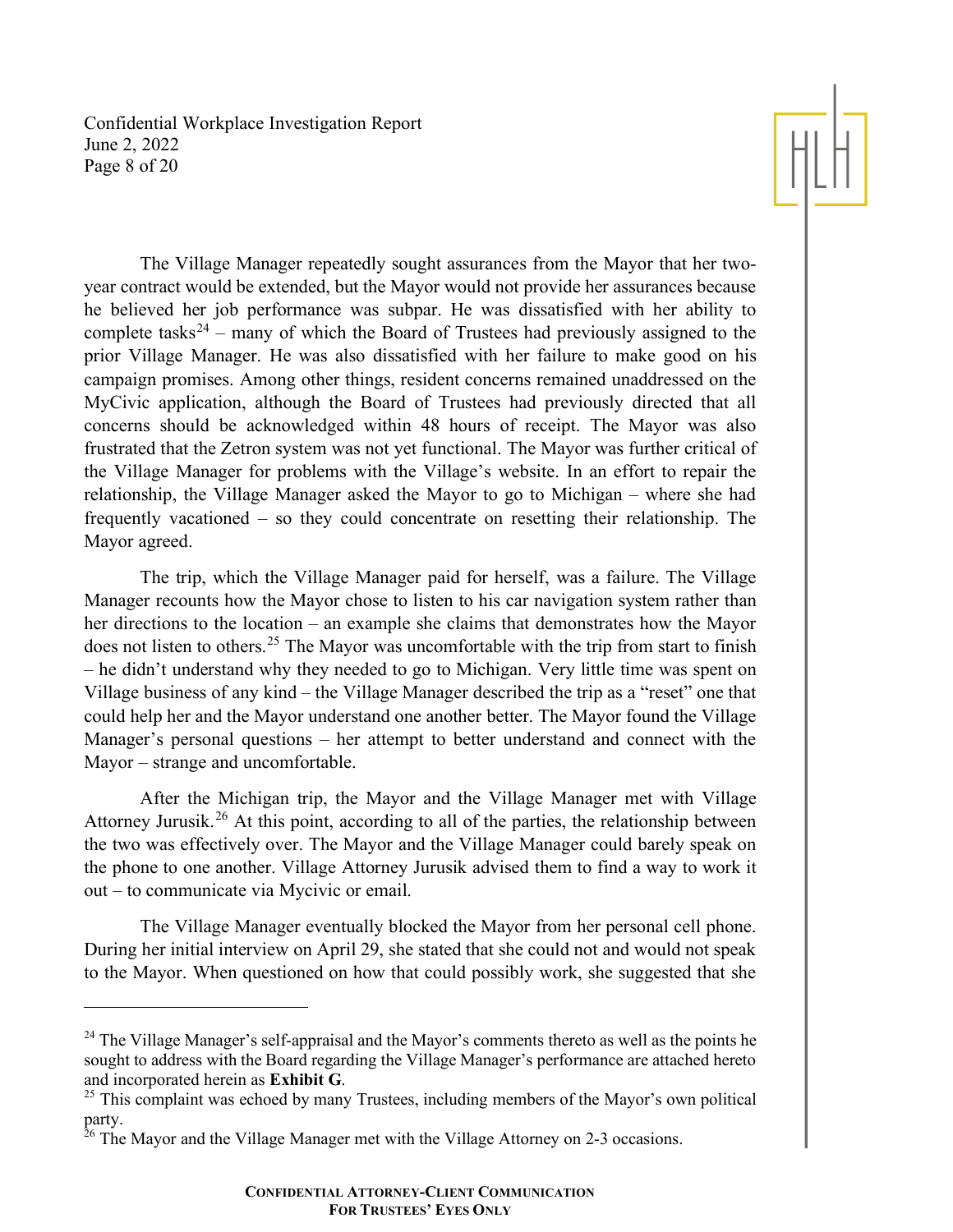The Village Manager repeatedly sought assurances from the Mayor that her two-year contract would be extended, but the Mayor would not provide her assurances because he believed her job performance was subpar. He was dissatisfied with her ability to complete tasks[24] – many of which the Board of Trustees had previously assigned to the prior Village Manager. He was also dissatisfied with her failure to make good on his campaign promises. Among other things, resident concerns remained unaddressed on the MyCivic application, although the Board of Trustees had previously directed that all concerns should be acknowledged within 48 hours of receipt. The Mayor was also frustrated that the Zetron system was not yet functional. The Mayor was further critical of the Village Manager for problems with the Village's website. In an effort to repair the relationship, the Village Manager asked the Mayor to go to Michigan – where she had frequently vacationed – so they could concentrate on resetting their relationship. The Mayor agreed.

The trip, which the Village Manager paid for herself, was a failure. The Village Manager recounts how the Mayor chose to listen to his car navigation system rather than her directions to the location – an example she claims that demonstrates how the Mayor does not listen to others.[25] The Mayor was uncomfortable with the trip from start to finish – he didn't understand why they needed to go to Michigan. Very little time was spent on Village business of any kind – the Village Manager described the trip as a "reset" one that could help her and the Mayor understand one another better. The Mayor found the Village Manager's personal questions – her attempt to better understand and connect with the Mayor – strange and uncomfortable.

After the Michigan trip, the Mayor and the Village Manager met with Village Attorney Jurusik.[26] At this point, according to all of the parties, the relationship between the two was effectively over. The Mayor and the Village Manager could barely speak on the phone to one another. Village Attorney Jurusik advised them to find a way to work it out – to communicate via Mycivic or email.

The Village Manager eventually blocked the Mayor from her personal cell phone. During her initial interview on April 29, she stated that she could not and would not speak to the Mayor. When questioned on how that could possibly work, she suggested that she

---

[24] The Village Manager's self-appraisal and the Mayor's comments thereto as well as the points he sought to address with the Board regarding the Village Manager's performance are attached hereto and incorporated herein as **Exhibit G**.

[25] This complaint was echoed by many Trustees, including members of the Mayor's own political party.

[26] The Mayor and the Village Manager met with the Village Attorney on 2-3 occasions.

**CONFIDENTIAL ATTORNEY-CLIENT COMMUNICATION**
**FOR TRUSTEES' EYES ONLY**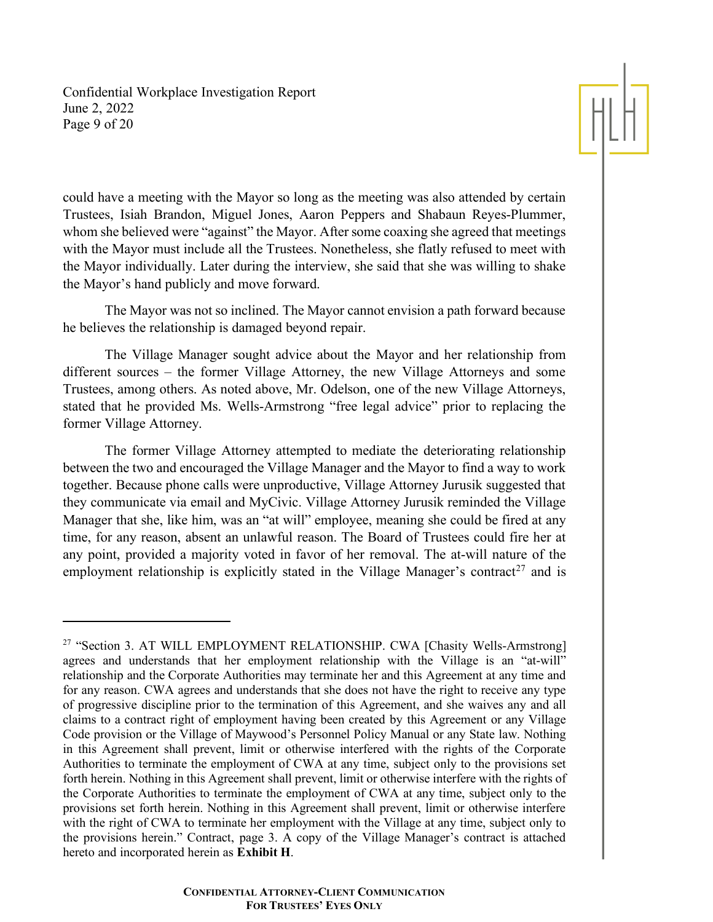could have a meeting with the Mayor so long as the meeting was also attended by certain Trustees, Isiah Brandon, Miguel Jones, Aaron Peppers and Shabaun Reyes-Plummer, whom she believed were "against" the Mayor. After some coaxing she agreed that meetings with the Mayor must include all the Trustees. Nonetheless, she flatly refused to meet with the Mayor individually. Later during the interview, she said that she was willing to shake the Mayor's hand publicly and move forward.

The Mayor was not so inclined. The Mayor cannot envision a path forward because he believes the relationship is damaged beyond repair.

The Village Manager sought advice about the Mayor and her relationship from different sources – the former Village Attorney, the new Village Attorneys and some Trustees, among others. As noted above, Mr. Odelson, one of the new Village Attorneys, stated that he provided Ms. Wells-Armstrong "free legal advice" prior to replacing the former Village Attorney.

The former Village Attorney attempted to mediate the deteriorating relationship between the two and encouraged the Village Manager and the Mayor to find a way to work together. Because phone calls were unproductive, Village Attorney Jurusik suggested that they communicate via email and MyCivic. Village Attorney Jurusik reminded the Village Manager that she, like him, was an "at will" employee, meaning she could be fired at any time, for any reason, absent an unlawful reason. The Board of Trustees could fire her at any point, provided a majority voted in favor of her removal. The at-will nature of the employment relationship is explicitly stated in the Village Manager's contract[27] and is

---

[27] "Section 3. AT WILL EMPLOYMENT RELATIONSHIP. CWA [Chasity Wells-Armstrong] agrees and understands that her employment relationship with the Village is an "at-will" relationship and the Corporate Authorities may terminate her and this Agreement at any time and for any reason. CWA agrees and understands that she does not have the right to receive any type of progressive discipline prior to the termination of this Agreement, and she waives any and all claims to a contract right of employment having been created by this Agreement or any Village Code provision or the Village of Maywood's Personnel Policy Manual or any State law. Nothing in this Agreement shall prevent, limit or otherwise interfered with the rights of the Corporate Authorities to terminate the employment of CWA at any time, subject only to the provisions set forth herein. Nothing in this Agreement shall prevent, limit or otherwise interfere with the rights of the Corporate Authorities to terminate the employment of CWA at any time, subject only to the provisions set forth herein. Nothing in this Agreement shall prevent, limit or otherwise interfere with the right of CWA to terminate her employment with the Village at any time, subject only to the provisions herein." Contract, page 3. A copy of the Village Manager's contract is attached hereto and incorporated herein as **Exhibit H**.

**CONFIDENTIAL ATTORNEY-CLIENT COMMUNICATION**
**FOR TRUSTEES' EYES ONLY**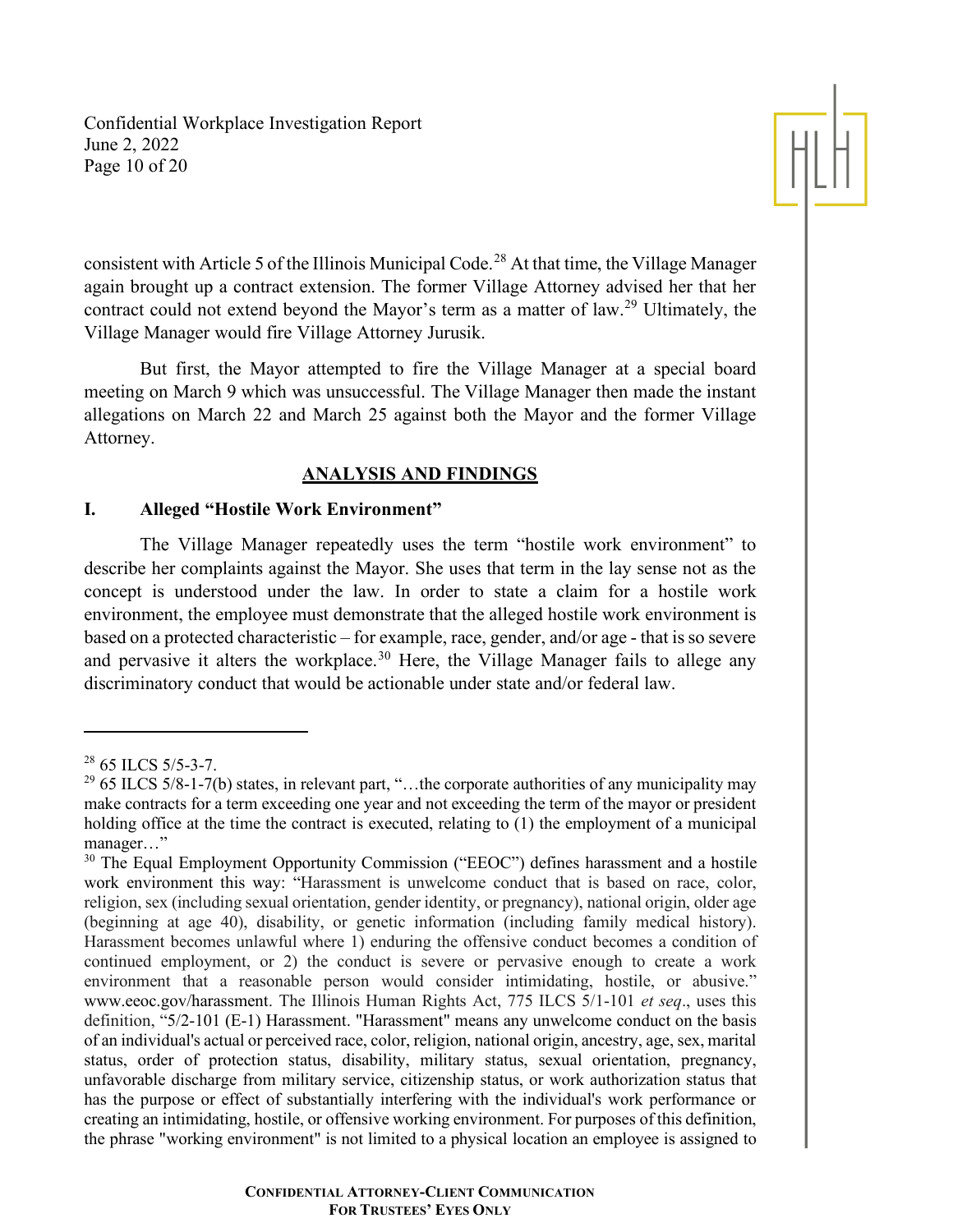consistent with Article 5 of the Illinois Municipal Code.[28] At that time, the Village Manager again brought up a contract extension. The former Village Attorney advised her that her contract could not extend beyond the Mayor's term as a matter of law.[29] Ultimately, the Village Manager would fire Village Attorney Jurusik.

But first, the Mayor attempted to fire the Village Manager at a special board meeting on March 9 which was unsuccessful. The Village Manager then made the instant allegations on March 22 and March 25 against both the Mayor and the former Village Attorney.

## ANALYSIS AND FINDINGS

### I. Alleged "Hostile Work Environment"

The Village Manager repeatedly uses the term "hostile work environment" to describe her complaints against the Mayor. She uses that term in the lay sense not as the concept is understood under the law. In order to state a claim for a hostile work environment, the employee must demonstrate that the alleged hostile work environment is based on a protected characteristic – for example, race, gender, and/or age - that is so severe and pervasive it alters the workplace.[30] Here, the Village Manager fails to allege any discriminatory conduct that would be actionable under state and/or federal law.

---

[28] 65 ILCS 5/5-3-7.

[29] 65 ILCS 5/8-1-7(b) states, in relevant part, "…the corporate authorities of any municipality may make contracts for a term exceeding one year and not exceeding the term of the mayor or president holding office at the time the contract is executed, relating to (1) the employment of a municipal manager…"

[30] The Equal Employment Opportunity Commission ("EEOC") defines harassment and a hostile work environment this way: "Harassment is unwelcome conduct that is based on race, color, religion, sex (including sexual orientation, gender identity, or pregnancy), national origin, older age (beginning at age 40), disability, or genetic information (including family medical history). Harassment becomes unlawful where 1) enduring the offensive conduct becomes a condition of continued employment, or 2) the conduct is severe or pervasive enough to create a work environment that a reasonable person would consider intimidating, hostile, or abusive." www.eeoc.gov/harassment. The Illinois Human Rights Act, 775 ILCS 5/1-101 *et seq*., uses this definition, "5/2-101 (E-1) Harassment. "Harassment" means any unwelcome conduct on the basis of an individual's actual or perceived race, color, religion, national origin, ancestry, age, sex, marital status, order of protection status, disability, military status, sexual orientation, pregnancy, unfavorable discharge from military service, citizenship status, or work authorization status that has the purpose or effect of substantially interfering with the individual's work performance or creating an intimidating, hostile, or offensive working environment. For purposes of this definition, the phrase "working environment" is not limited to a physical location an employee is assigned to

**CONFIDENTIAL ATTORNEY-CLIENT COMMUNICATION**
**FOR TRUSTEES' EYES ONLY**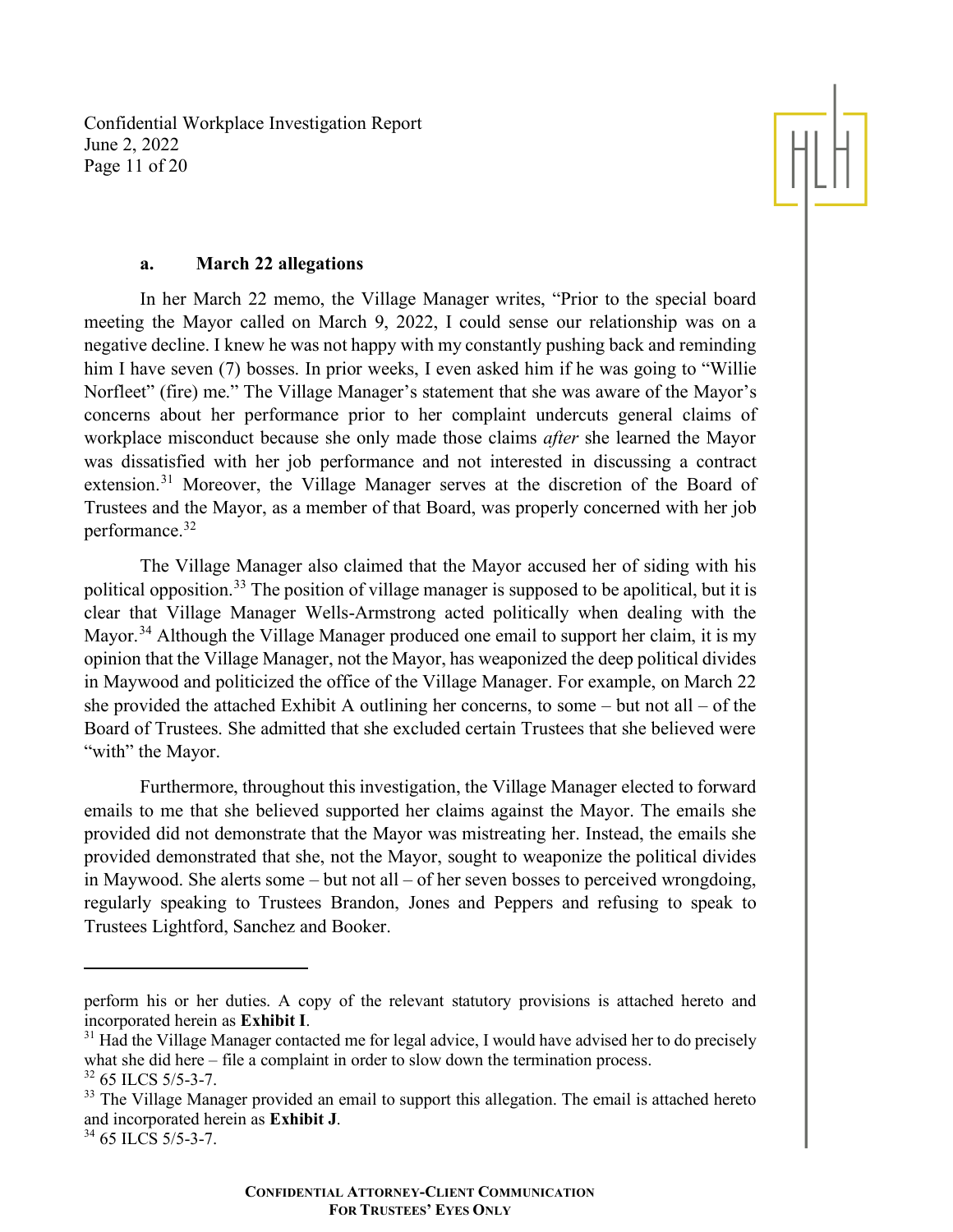### a. March 22 allegations

In her March 22 memo, the Village Manager writes, "Prior to the special board meeting the Mayor called on March 9, 2022, I could sense our relationship was on a negative decline. I knew he was not happy with my constantly pushing back and reminding him I have seven (7) bosses. In prior weeks, I even asked him if he was going to "Willie Norfleet" (fire) me." The Village Manager's statement that she was aware of the Mayor's concerns about her performance prior to her complaint undercuts general claims of workplace misconduct because she only made those claims *after* she learned the Mayor was dissatisfied with her job performance and not interested in discussing a contract extension.[31] Moreover, the Village Manager serves at the discretion of the Board of Trustees and the Mayor, as a member of that Board, was properly concerned with her job performance.[32]

The Village Manager also claimed that the Mayor accused her of siding with his political opposition.[33] The position of village manager is supposed to be apolitical, but it is clear that Village Manager Wells-Armstrong acted politically when dealing with the Mayor.[34] Although the Village Manager produced one email to support her claim, it is my opinion that the Village Manager, not the Mayor, has weaponized the deep political divides in Maywood and politicized the office of the Village Manager. For example, on March 22 she provided the attached Exhibit A outlining her concerns, to some – but not all – of the Board of Trustees. She admitted that she excluded certain Trustees that she believed were "with" the Mayor.

Furthermore, throughout this investigation, the Village Manager elected to forward emails to me that she believed supported her claims against the Mayor. The emails she provided did not demonstrate that the Mayor was mistreating her. Instead, the emails she provided demonstrated that she, not the Mayor, sought to weaponize the political divides in Maywood. She alerts some – but not all – of her seven bosses to perceived wrongdoing, regularly speaking to Trustees Brandon, Jones and Peppers and refusing to speak to Trustees Lightford, Sanchez and Booker.

---

perform his or her duties. A copy of the relevant statutory provisions is attached hereto and incorporated herein as **Exhibit I**.

[31] Had the Village Manager contacted me for legal advice, I would have advised her to do precisely what she did here – file a complaint in order to slow down the termination process.

[32] 65 ILCS 5/5-3-7.

[33] The Village Manager provided an email to support this allegation. The email is attached hereto and incorporated herein as **Exhibit J**.

[34] 65 ILCS 5/5-3-7.

**CONFIDENTIAL ATTORNEY-CLIENT COMMUNICATION**
**FOR TRUSTEES' EYES ONLY**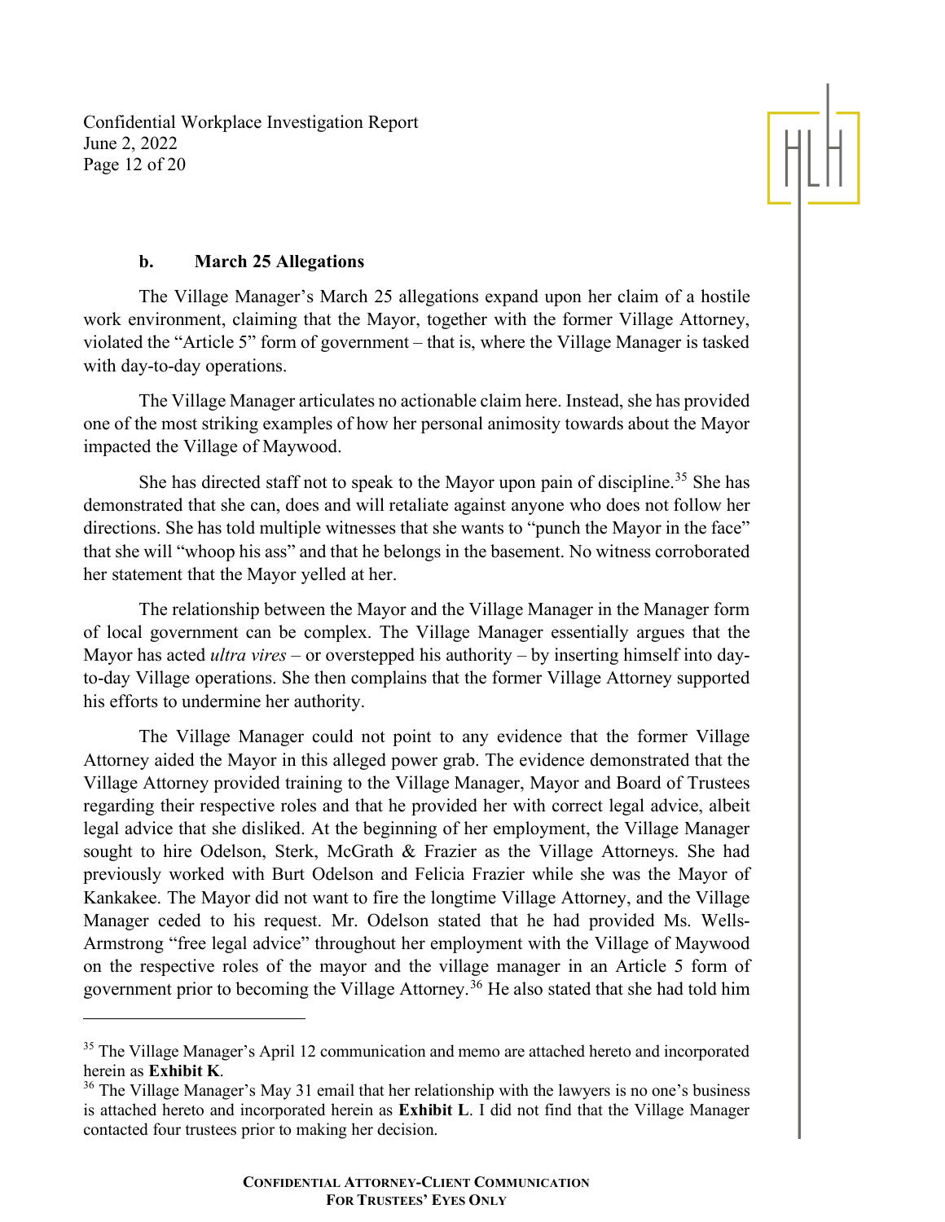### b. March 25 Allegations

The Village Manager's March 25 allegations expand upon her claim of a hostile work environment, claiming that the Mayor, together with the former Village Attorney, violated the "Article 5" form of government – that is, where the Village Manager is tasked with day-to-day operations.

The Village Manager articulates no actionable claim here. Instead, she has provided one of the most striking examples of how her personal animosity towards about the Mayor impacted the Village of Maywood.

She has directed staff not to speak to the Mayor upon pain of discipline.[35] She has demonstrated that she can, does and will retaliate against anyone who does not follow her directions. She has told multiple witnesses that she wants to "punch the Mayor in the face" that she will "whoop his ass" and that he belongs in the basement. No witness corroborated her statement that the Mayor yelled at her.

The relationship between the Mayor and the Village Manager in the Manager form of local government can be complex. The Village Manager essentially argues that the Mayor has acted *ultra vires* – or overstepped his authority – by inserting himself into day-to-day Village operations. She then complains that the former Village Attorney supported his efforts to undermine her authority.

The Village Manager could not point to any evidence that the former Village Attorney aided the Mayor in this alleged power grab. The evidence demonstrated that the Village Attorney provided training to the Village Manager, Mayor and Board of Trustees regarding their respective roles and that he provided her with correct legal advice, albeit legal advice that she disliked. At the beginning of her employment, the Village Manager sought to hire Odelson, Sterk, McGrath & Frazier as the Village Attorneys. She had previously worked with Burt Odelson and Felicia Frazier while she was the Mayor of Kankakee. The Mayor did not want to fire the longtime Village Attorney, and the Village Manager ceded to his request. Mr. Odelson stated that he had provided Ms. Wells-Armstrong "free legal advice" throughout her employment with the Village of Maywood on the respective roles of the mayor and the village manager in an Article 5 form of government prior to becoming the Village Attorney.[36] He also stated that she had told him

---

[35] The Village Manager's April 12 communication and memo are attached hereto and incorporated herein as **Exhibit K**.

[36] The Village Manager's May 31 email that her relationship with the lawyers is no one's business is attached hereto and incorporated herein as **Exhibit L**. I did not find that the Village Manager contacted four trustees prior to making her decision.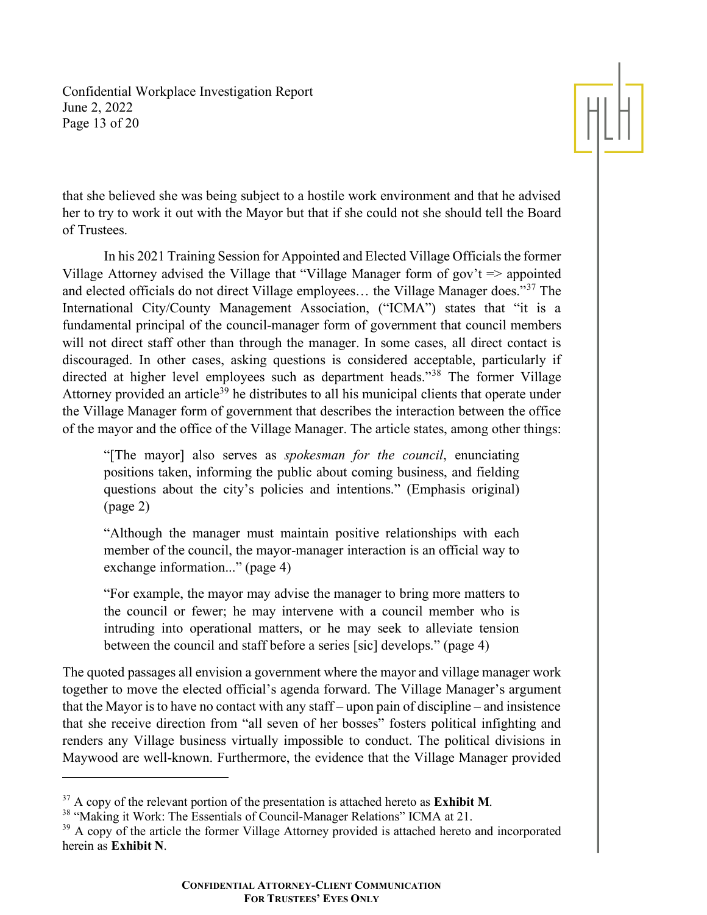that she believed she was being subject to a hostile work environment and that he advised her to try to work it out with the Mayor but that if she could not she should tell the Board of Trustees.

In his 2021 Training Session for Appointed and Elected Village Officials the former Village Attorney advised the Village that "Village Manager form of gov't => appointed and elected officials do not direct Village employees… the Village Manager does."[37] The International City/County Management Association, ("ICMA") states that "it is a fundamental principal of the council-manager form of government that council members will not direct staff other than through the manager. In some cases, all direct contact is discouraged. In other cases, asking questions is considered acceptable, particularly if directed at higher level employees such as department heads."[38] The former Village Attorney provided an article[39] he distributes to all his municipal clients that operate under the Village Manager form of government that describes the interaction between the office of the mayor and the office of the Village Manager. The article states, among other things:

> "[The mayor] also serves as *spokesman for the council*, enunciating positions taken, informing the public about coming business, and fielding questions about the city's policies and intentions." (Emphasis original) (page 2)
>
> "Although the manager must maintain positive relationships with each member of the council, the mayor-manager interaction is an official way to exchange information..." (page 4)
>
> "For example, the mayor may advise the manager to bring more matters to the council or fewer; he may intervene with a council member who is intruding into operational matters, or he may seek to alleviate tension between the council and staff before a series [sic] develops." (page 4)

The quoted passages all envision a government where the mayor and village manager work together to move the elected official's agenda forward. The Village Manager's argument that the Mayor is to have no contact with any staff – upon pain of discipline – and insistence that she receive direction from "all seven of her bosses" fosters political infighting and renders any Village business virtually impossible to conduct. The political divisions in Maywood are well-known. Furthermore, the evidence that the Village Manager provided

---

[37] A copy of the relevant portion of the presentation is attached hereto as **Exhibit M**.

[38] "Making it Work: The Essentials of Council-Manager Relations" ICMA at 21.

[39] A copy of the article the former Village Attorney provided is attached hereto and incorporated herein as **Exhibit N**.

**CONFIDENTIAL ATTORNEY-CLIENT COMMUNICATION**
**FOR TRUSTEES' EYES ONLY**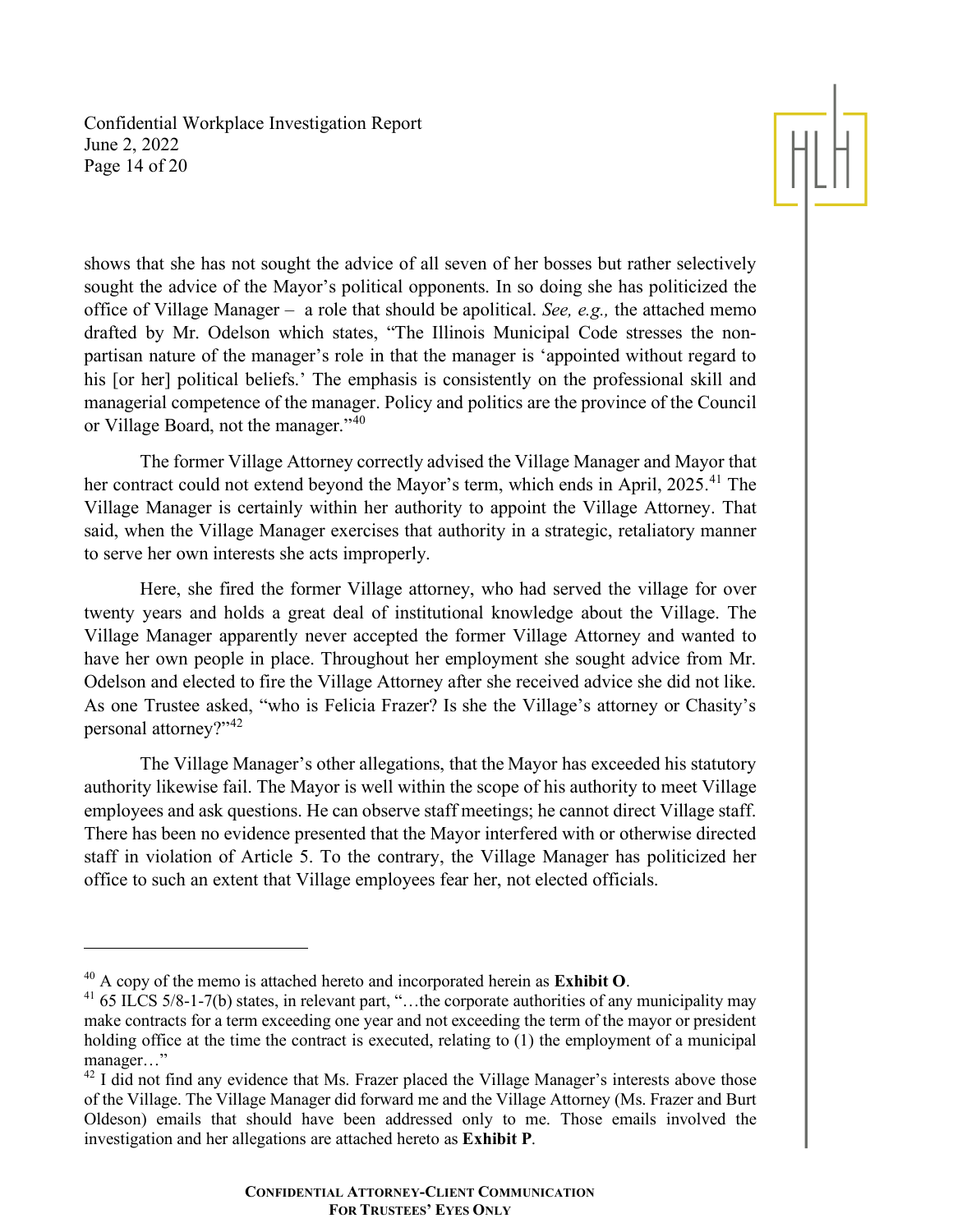shows that she has not sought the advice of all seven of her bosses but rather selectively sought the advice of the Mayor's political opponents. In so doing she has politicized the office of Village Manager – a role that should be apolitical. *See, e.g.,* the attached memo drafted by Mr. Odelson which states, "The Illinois Municipal Code stresses the non-partisan nature of the manager's role in that the manager is 'appointed without regard to his [or her] political beliefs.' The emphasis is consistently on the professional skill and managerial competence of the manager. Policy and politics are the province of the Council or Village Board, not the manager."[40]

The former Village Attorney correctly advised the Village Manager and Mayor that her contract could not extend beyond the Mayor's term, which ends in April, 2025.[41] The Village Manager is certainly within her authority to appoint the Village Attorney. That said, when the Village Manager exercises that authority in a strategic, retaliatory manner to serve her own interests she acts improperly.

Here, she fired the former Village attorney, who had served the village for over twenty years and holds a great deal of institutional knowledge about the Village. The Village Manager apparently never accepted the former Village Attorney and wanted to have her own people in place. Throughout her employment she sought advice from Mr. Odelson and elected to fire the Village Attorney after she received advice she did not like. As one Trustee asked, "who is Felicia Frazer? Is she the Village's attorney or Chasity's personal attorney?"[42]

The Village Manager's other allegations, that the Mayor has exceeded his statutory authority likewise fail. The Mayor is well within the scope of his authority to meet Village employees and ask questions. He can observe staff meetings; he cannot direct Village staff. There has been no evidence presented that the Mayor interfered with or otherwise directed staff in violation of Article 5. To the contrary, the Village Manager has politicized her office to such an extent that Village employees fear her, not elected officials.

---

[40] A copy of the memo is attached hereto and incorporated herein as **Exhibit O**.

[41] 65 ILCS 5/8-1-7(b) states, in relevant part, "…the corporate authorities of any municipality may make contracts for a term exceeding one year and not exceeding the term of the mayor or president holding office at the time the contract is executed, relating to (1) the employment of a municipal manager…"

[42] I did not find any evidence that Ms. Frazer placed the Village Manager's interests above those of the Village. The Village Manager did forward me and the Village Attorney (Ms. Frazer and Burt Oldeson) emails that should have been addressed only to me. Those emails involved the investigation and her allegations are attached hereto as **Exhibit P**.

**Confidential Attorney-Client Communication**
**For Trustees' Eyes Only**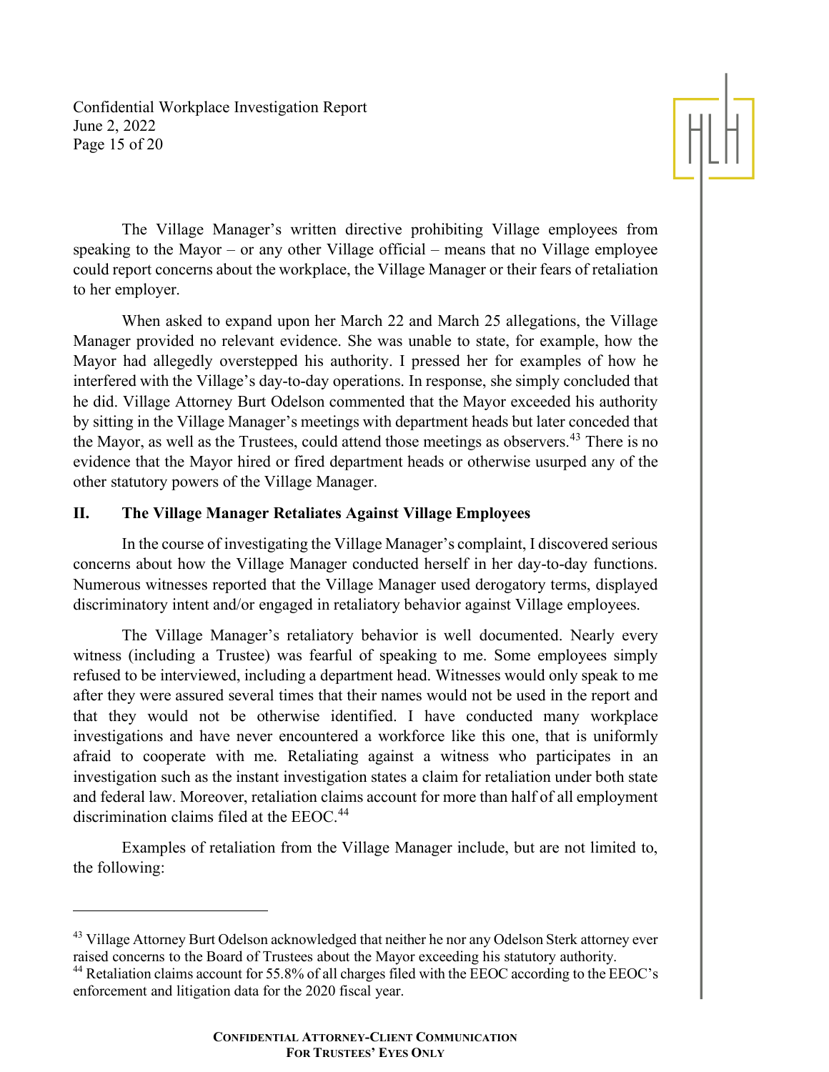The Village Manager's written directive prohibiting Village employees from speaking to the Mayor – or any other Village official – means that no Village employee could report concerns about the workplace, the Village Manager or their fears of retaliation to her employer.

When asked to expand upon her March 22 and March 25 allegations, the Village Manager provided no relevant evidence. She was unable to state, for example, how the Mayor had allegedly overstepped his authority. I pressed her for examples of how he interfered with the Village's day-to-day operations. In response, she simply concluded that he did. Village Attorney Burt Odelson commented that the Mayor exceeded his authority by sitting in the Village Manager's meetings with department heads but later conceded that the Mayor, as well as the Trustees, could attend those meetings as observers.[43] There is no evidence that the Mayor hired or fired department heads or otherwise usurped any of the other statutory powers of the Village Manager.

## II. The Village Manager Retaliates Against Village Employees

In the course of investigating the Village Manager's complaint, I discovered serious concerns about how the Village Manager conducted herself in her day-to-day functions. Numerous witnesses reported that the Village Manager used derogatory terms, displayed discriminatory intent and/or engaged in retaliatory behavior against Village employees.

The Village Manager's retaliatory behavior is well documented. Nearly every witness (including a Trustee) was fearful of speaking to me. Some employees simply refused to be interviewed, including a department head. Witnesses would only speak to me after they were assured several times that their names would not be used in the report and that they would not be otherwise identified. I have conducted many workplace investigations and have never encountered a workforce like this one, that is uniformly afraid to cooperate with me. Retaliating against a witness who participates in an investigation such as the instant investigation states a claim for retaliation under both state and federal law. Moreover, retaliation claims account for more than half of all employment discrimination claims filed at the EEOC.[44]

Examples of retaliation from the Village Manager include, but are not limited to, the following:

---

[43] Village Attorney Burt Odelson acknowledged that neither he nor any Odelson Sterk attorney ever raised concerns to the Board of Trustees about the Mayor exceeding his statutory authority.

[44] Retaliation claims account for 55.8% of all charges filed with the EEOC according to the EEOC's enforcement and litigation data for the 2020 fiscal year.

**CONFIDENTIAL ATTORNEY-CLIENT COMMUNICATION**
**FOR TRUSTEES' EYES ONLY**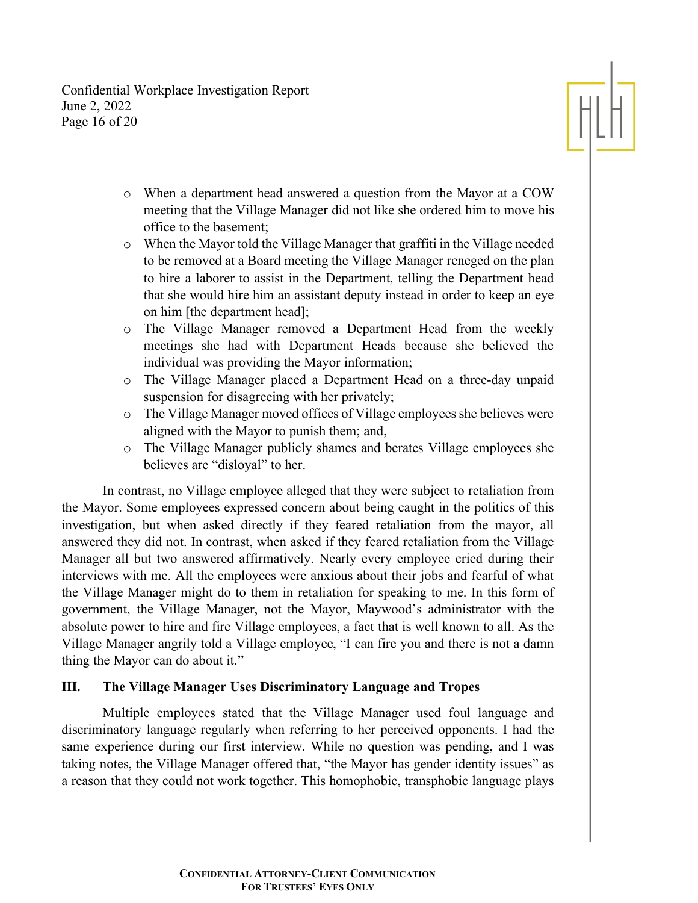- When a department head answered a question from the Mayor at a COW meeting that the Village Manager did not like she ordered him to move his office to the basement;
- When the Mayor told the Village Manager that graffiti in the Village needed to be removed at a Board meeting the Village Manager reneged on the plan to hire a laborer to assist in the Department, telling the Department head that she would hire him an assistant deputy instead in order to keep an eye on him [the department head];
- The Village Manager removed a Department Head from the weekly meetings she had with Department Heads because she believed the individual was providing the Mayor information;
- The Village Manager placed a Department Head on a three-day unpaid suspension for disagreeing with her privately;
- The Village Manager moved offices of Village employees she believes were aligned with the Mayor to punish them; and,
- The Village Manager publicly shames and berates Village employees she believes are "disloyal" to her.

In contrast, no Village employee alleged that they were subject to retaliation from the Mayor. Some employees expressed concern about being caught in the politics of this investigation, but when asked directly if they feared retaliation from the mayor, all answered they did not. In contrast, when asked if they feared retaliation from the Village Manager all but two answered affirmatively. Nearly every employee cried during their interviews with me. All the employees were anxious about their jobs and fearful of what the Village Manager might do to them in retaliation for speaking to me. In this form of government, the Village Manager, not the Mayor, Maywood's administrator with the absolute power to hire and fire Village employees, a fact that is well known to all. As the Village Manager angrily told a Village employee, "I can fire you and there is not a damn thing the Mayor can do about it."

## III. The Village Manager Uses Discriminatory Language and Tropes

Multiple employees stated that the Village Manager used foul language and discriminatory language regularly when referring to her perceived opponents. I had the same experience during our first interview. While no question was pending, and I was taking notes, the Village Manager offered that, "the Mayor has gender identity issues" as a reason that they could not work together. This homophobic, transphobic language plays

**CONFIDENTIAL ATTORNEY-CLIENT COMMUNICATION**
**FOR TRUSTEES' EYES ONLY**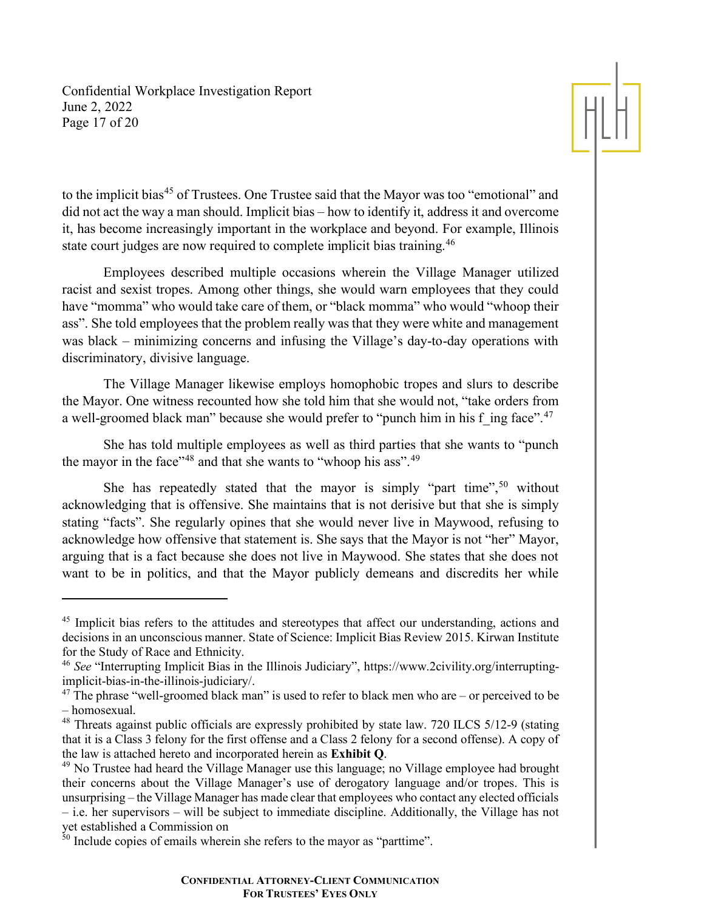to the implicit bias[45] of Trustees. One Trustee said that the Mayor was too "emotional" and did not act the way a man should. Implicit bias – how to identify it, address it and overcome it, has become increasingly important in the workplace and beyond. For example, Illinois state court judges are now required to complete implicit bias training.[46]

Employees described multiple occasions wherein the Village Manager utilized racist and sexist tropes. Among other things, she would warn employees that they could have "momma" who would take care of them, or "black momma" who would "whoop their ass". She told employees that the problem really was that they were white and management was black – minimizing concerns and infusing the Village's day-to-day operations with discriminatory, divisive language.

The Village Manager likewise employs homophobic tropes and slurs to describe the Mayor. One witness recounted how she told him that she would not, "take orders from a well-groomed black man" because she would prefer to "punch him in his f_ing face".[47]

She has told multiple employees as well as third parties that she wants to "punch the mayor in the face"[48] and that she wants to "whoop his ass".[49]

She has repeatedly stated that the mayor is simply "part time",[50] without acknowledging that is offensive. She maintains that is not derisive but that she is simply stating "facts". She regularly opines that she would never live in Maywood, refusing to acknowledge how offensive that statement is. She says that the Mayor is not "her" Mayor, arguing that is a fact because she does not live in Maywood. She states that she does not want to be in politics, and that the Mayor publicly demeans and discredits her while

---

[45] Implicit bias refers to the attitudes and stereotypes that affect our understanding, actions and decisions in an unconscious manner. State of Science: Implicit Bias Review 2015. Kirwan Institute for the Study of Race and Ethnicity.

[46] *See* "Interrupting Implicit Bias in the Illinois Judiciary", https://www.2civility.org/interrupting-implicit-bias-in-the-illinois-judiciary/.

[47] The phrase "well-groomed black man" is used to refer to black men who are – or perceived to be – homosexual.

[48] Threats against public officials are expressly prohibited by state law. 720 ILCS 5/12-9 (stating that it is a Class 3 felony for the first offense and a Class 2 felony for a second offense). A copy of the law is attached hereto and incorporated herein as **Exhibit Q**.

[49] No Trustee had heard the Village Manager use this language; no Village employee had brought their concerns about the Village Manager's use of derogatory language and/or tropes. This is unsurprising – the Village Manager has made clear that employees who contact any elected officials – i.e. her supervisors – will be subject to immediate discipline. Additionally, the Village has not yet established a Commission on

[50] Include copies of emails wherein she refers to the mayor as "parttime".

**Confidential Attorney-Client Communication**
**For Trustees' Eyes Only**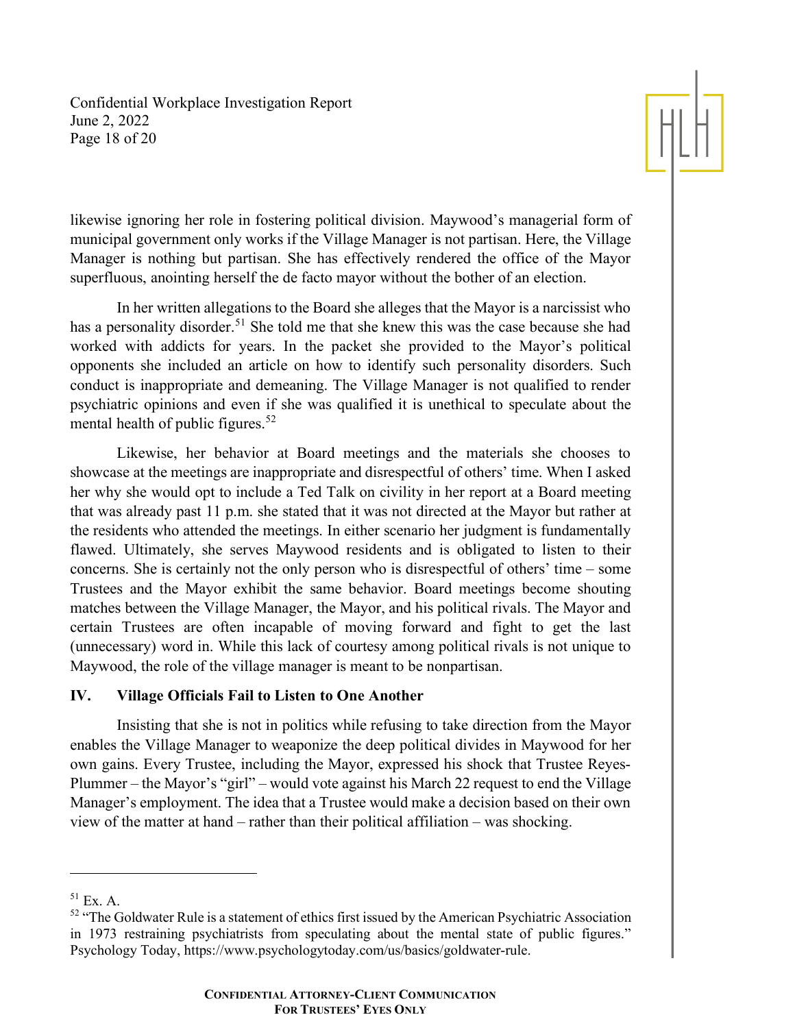likewise ignoring her role in fostering political division. Maywood's managerial form of municipal government only works if the Village Manager is not partisan. Here, the Village Manager is nothing but partisan. She has effectively rendered the office of the Mayor superfluous, anointing herself the de facto mayor without the bother of an election.

In her written allegations to the Board she alleges that the Mayor is a narcissist who has a personality disorder.[51] She told me that she knew this was the case because she had worked with addicts for years. In the packet she provided to the Mayor's political opponents she included an article on how to identify such personality disorders. Such conduct is inappropriate and demeaning. The Village Manager is not qualified to render psychiatric opinions and even if she was qualified it is unethical to speculate about the mental health of public figures.[52]

Likewise, her behavior at Board meetings and the materials she chooses to showcase at the meetings are inappropriate and disrespectful of others' time. When I asked her why she would opt to include a Ted Talk on civility in her report at a Board meeting that was already past 11 p.m. she stated that it was not directed at the Mayor but rather at the residents who attended the meetings. In either scenario her judgment is fundamentally flawed. Ultimately, she serves Maywood residents and is obligated to listen to their concerns. She is certainly not the only person who is disrespectful of others' time – some Trustees and the Mayor exhibit the same behavior. Board meetings become shouting matches between the Village Manager, the Mayor, and his political rivals. The Mayor and certain Trustees are often incapable of moving forward and fight to get the last (unnecessary) word in. While this lack of courtesy among political rivals is not unique to Maywood, the role of the village manager is meant to be nonpartisan.

## IV. Village Officials Fail to Listen to One Another

Insisting that she is not in politics while refusing to take direction from the Mayor enables the Village Manager to weaponize the deep political divides in Maywood for her own gains. Every Trustee, including the Mayor, expressed his shock that Trustee Reyes-Plummer – the Mayor's "girl" – would vote against his March 22 request to end the Village Manager's employment. The idea that a Trustee would make a decision based on their own view of the matter at hand – rather than their political affiliation – was shocking.

---

[51] Ex. A.

[52] "The Goldwater Rule is a statement of ethics first issued by the American Psychiatric Association in 1973 restraining psychiatrists from speculating about the mental state of public figures." Psychology Today, https://www.psychologytoday.com/us/basics/goldwater-rule.

**CONFIDENTIAL ATTORNEY-CLIENT COMMUNICATION**
**FOR TRUSTEES' EYES ONLY**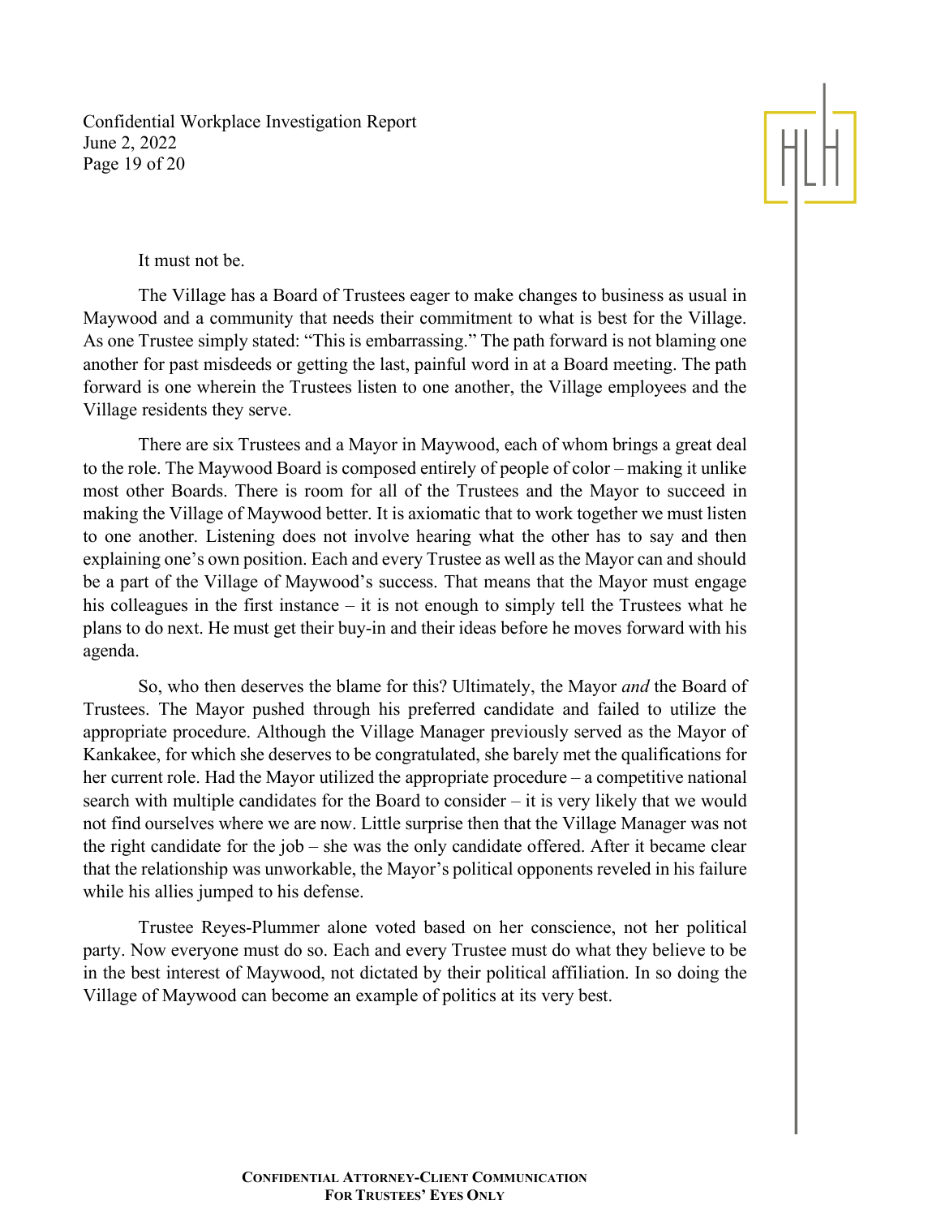It must not be.

The Village has a Board of Trustees eager to make changes to business as usual in Maywood and a community that needs their commitment to what is best for the Village. As one Trustee simply stated: "This is embarrassing." The path forward is not blaming one another for past misdeeds or getting the last, painful word in at a Board meeting. The path forward is one wherein the Trustees listen to one another, the Village employees and the Village residents they serve.

There are six Trustees and a Mayor in Maywood, each of whom brings a great deal to the role. The Maywood Board is composed entirely of people of color – making it unlike most other Boards. There is room for all of the Trustees and the Mayor to succeed in making the Village of Maywood better. It is axiomatic that to work together we must listen to one another. Listening does not involve hearing what the other has to say and then explaining one's own position. Each and every Trustee as well as the Mayor can and should be a part of the Village of Maywood's success. That means that the Mayor must engage his colleagues in the first instance – it is not enough to simply tell the Trustees what he plans to do next. He must get their buy-in and their ideas before he moves forward with his agenda.

So, who then deserves the blame for this? Ultimately, the Mayor *and* the Board of Trustees. The Mayor pushed through his preferred candidate and failed to utilize the appropriate procedure. Although the Village Manager previously served as the Mayor of Kankakee, for which she deserves to be congratulated, she barely met the qualifications for her current role. Had the Mayor utilized the appropriate procedure – a competitive national search with multiple candidates for the Board to consider – it is very likely that we would not find ourselves where we are now. Little surprise then that the Village Manager was not the right candidate for the job – she was the only candidate offered. After it became clear that the relationship was unworkable, the Mayor's political opponents reveled in his failure while his allies jumped to his defense.

Trustee Reyes-Plummer alone voted based on her conscience, not her political party. Now everyone must do so. Each and every Trustee must do what they believe to be in the best interest of Maywood, not dictated by their political affiliation. In so doing the Village of Maywood can become an example of politics at its very best.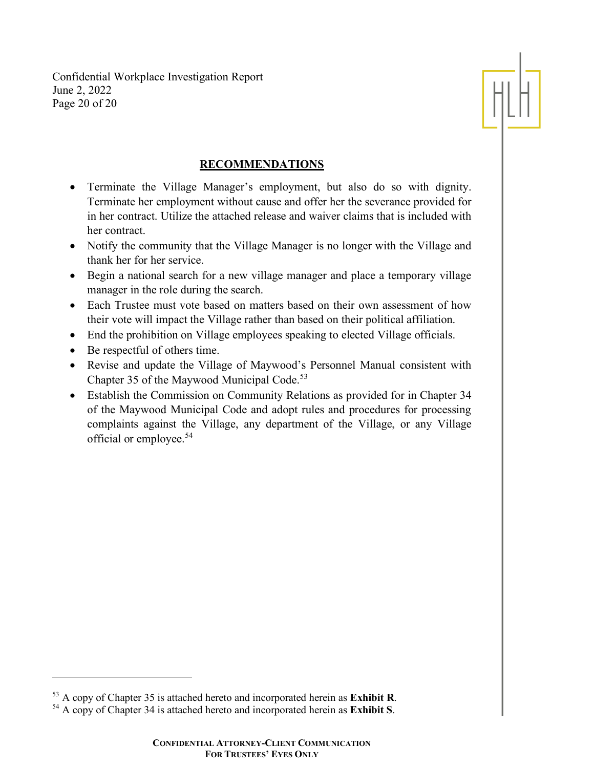## RECOMMENDATIONS

- Terminate the Village Manager's employment, but also do so with dignity. Terminate her employment without cause and offer her the severance provided for in her contract. Utilize the attached release and waiver claims that is included with her contract.
- Notify the community that the Village Manager is no longer with the Village and thank her for her service.
- Begin a national search for a new village manager and place a temporary village manager in the role during the search.
- Each Trustee must vote based on matters based on their own assessment of how their vote will impact the Village rather than based on their political affiliation.
- End the prohibition on Village employees speaking to elected Village officials.
- Be respectful of others time.
- Revise and update the Village of Maywood's Personnel Manual consistent with Chapter 35 of the Maywood Municipal Code.[53]
- Establish the Commission on Community Relations as provided for in Chapter 34 of the Maywood Municipal Code and adopt rules and procedures for processing complaints against the Village, any department of the Village, or any Village official or employee.[54]

---

[53] A copy of Chapter 35 is attached hereto and incorporated herein as **Exhibit R**.

[54] A copy of Chapter 34 is attached hereto and incorporated herein as **Exhibit S**.